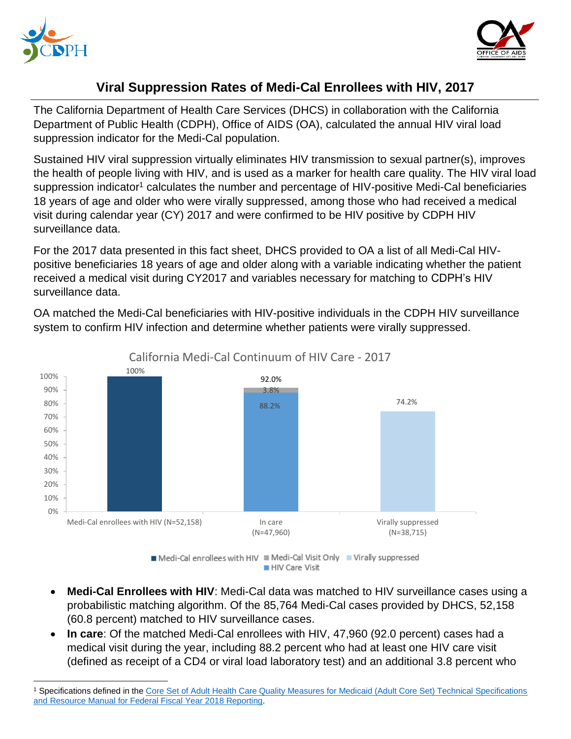# Viral Suppression Rates of Medi-Cal Enrollees with HIV, 2017

The California Department of Health Care Services (DHCS) in collaboration with the California Department of Public Health (CDPH), Office of AIDS (OA), calculated the annual HIV viral load suppression indicator for the Medi-Cal population.

Sustained HIV viral suppression virtually eliminates HIV transmission to sexual partner(s), improves the health of people living with HIV, and is used as a marker for health care quality. The HIV viral load suppression indicator[1] calculates the number and percentage of HIV-positive Medi-Cal beneficiaries 18 years of age and older who were virally suppressed, among those who had received a medical visit during calendar year (CY) 2017 and were confirmed to be HIV positive by CDPH HIV surveillance data.

For the 2017 data presented in this fact sheet, DHCS provided to OA a list of all Medi-Cal HIV-positive beneficiaries 18 years of age and older along with a variable indicating whether the patient received a medical visit during CY2017 and variables necessary for matching to CDPH's HIV surveillance data.

OA matched the Medi-Cal beneficiaries with HIV-positive individuals in the CDPH HIV surveillance system to confirm HIV infection and determine whether patients were virally suppressed.

**California Medi-Cal Continuum of HIV Care - 2017**

| Category | Medi-Cal enrollees with HIV | HIV Care Visit | Medi-Cal Visit Only | Virally suppressed | Total |
|---|---|---|---|---|---|
| Medi-Cal enrollees with HIV (N=52,158) | 100% | | | | 100% |
| In care (N=47,960) | | 88.2% | 3.8% | | 92.0% |
| Virally suppressed (N=38,715) | | | | 74.2% | 74.2% |

- **Medi-Cal Enrollees with HIV**: Medi-Cal data was matched to HIV surveillance cases using a probabilistic matching algorithm. Of the 85,764 Medi-Cal cases provided by DHCS, 52,158 (60.8 percent) matched to HIV surveillance cases.
- **In care**: Of the matched Medi-Cal enrollees with HIV, 47,960 (92.0 percent) cases had a medical visit during the year, including 88.2 percent who had at least one HIV care visit (defined as receipt of a CD4 or viral load laboratory test) and an additional 3.8 percent who

[1] Specifications defined in the Core Set of Adult Health Care Quality Measures for Medicaid (Adult Core Set) Technical Specifications and Resource Manual for Federal Fiscal Year 2018 Reporting.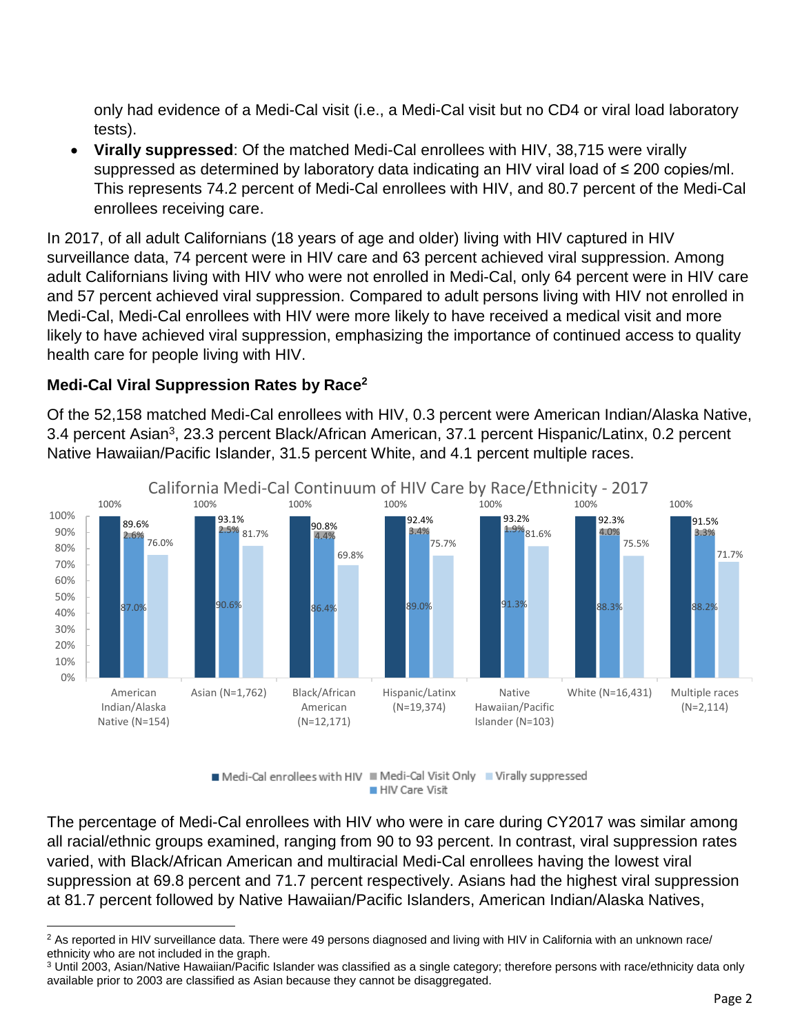only had evidence of a Medi-Cal visit (i.e., a Medi-Cal visit but no CD4 or viral load laboratory tests).

- **Virally suppressed**: Of the matched Medi-Cal enrollees with HIV, 38,715 were virally suppressed as determined by laboratory data indicating an HIV viral load of ≤ 200 copies/ml. This represents 74.2 percent of Medi-Cal enrollees with HIV, and 80.7 percent of the Medi-Cal enrollees receiving care.

In 2017, of all adult Californians (18 years of age and older) living with HIV captured in HIV surveillance data, 74 percent were in HIV care and 63 percent achieved viral suppression. Among adult Californians living with HIV who were not enrolled in Medi-Cal, only 64 percent were in HIV care and 57 percent achieved viral suppression. Compared to adult persons living with HIV not enrolled in Medi-Cal, Medi-Cal enrollees with HIV were more likely to have received a medical visit and more likely to have achieved viral suppression, emphasizing the importance of continued access to quality health care for people living with HIV.

### Medi-Cal Viral Suppression Rates by Race[2]

Of the 52,158 matched Medi-Cal enrollees with HIV, 0.3 percent were American Indian/Alaska Native, 3.4 percent Asian[3], 23.3 percent Black/African American, 37.1 percent Hispanic/Latinx, 0.2 percent Native Hawaiian/Pacific Islander, 31.5 percent White, and 4.1 percent multiple races.

**California Medi-Cal Continuum of HIV Care by Race/Ethnicity - 2017**

| Race/Ethnicity | Medi-Cal enrollees with HIV | HIV Care Visit | Medi-Cal Visit Only | HIV Care Visit + Medi-Cal Visit Only | Virally suppressed |
|---|---|---|---|---|---|
| American Indian/Alaska Native (N=154) | 100% | 87.0% | 2.6% | 89.6% | 76.0% |
| Asian (N=1,762) | 100% | 90.6% | 2.5% | 93.1% | 81.7% |
| Black/African American (N=12,171) | 100% | 86.4% | 4.4% | 90.8% | 69.8% |
| Hispanic/Latinx (N=19,374) | 100% | 89.0% | 3.4% | 92.4% | 75.7% |
| Native Hawaiian/Pacific Islander (N=103) | 100% | 91.3% | 1.9% | 93.2% | 81.6% |
| White (N=16,431) | 100% | 88.3% | 4.0% | 92.3% | 75.5% |
| Multiple races (N=2,114) | 100% | 88.2% | 3.3% | 91.5% | 71.7% |

The percentage of Medi-Cal enrollees with HIV who were in care during CY2017 was similar among all racial/ethnic groups examined, ranging from 90 to 93 percent. In contrast, viral suppression rates varied, with Black/African American and multiracial Medi-Cal enrollees having the lowest viral suppression at 69.8 percent and 71.7 percent respectively. Asians had the highest viral suppression at 81.7 percent followed by Native Hawaiian/Pacific Islanders, American Indian/Alaska Natives,

---

[2] As reported in HIV surveillance data. There were 49 persons diagnosed and living with HIV in California with an unknown race/ethnicity who are not included in the graph.

[3] Until 2003, Asian/Native Hawaiian/Pacific Islander was classified as a single category; therefore persons with race/ethnicity data only available prior to 2003 are classified as Asian because they cannot be disaggregated.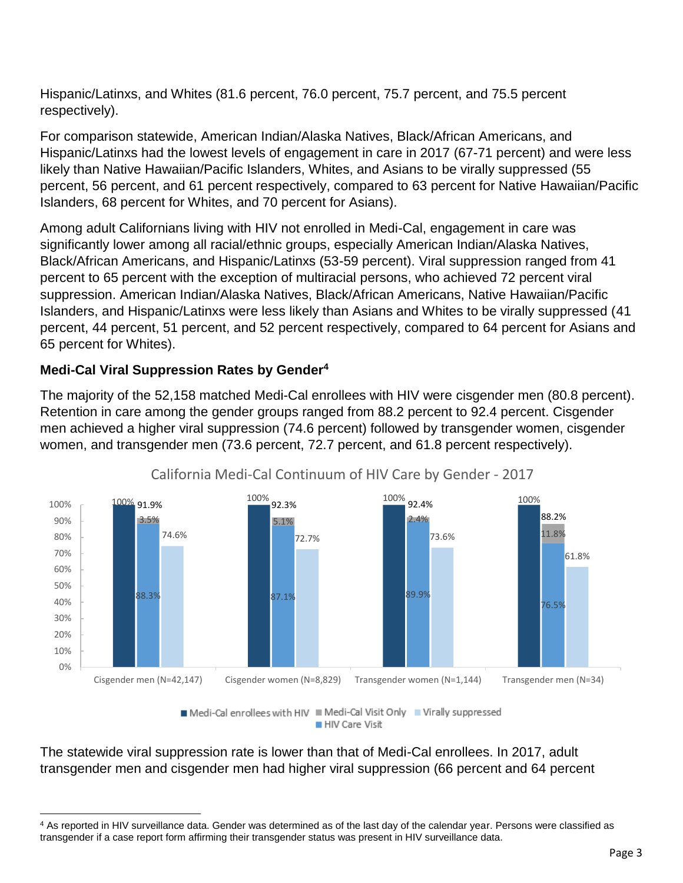Hispanic/Latinxs, and Whites (81.6 percent, 76.0 percent, 75.7 percent, and 75.5 percent respectively).

For comparison statewide, American Indian/Alaska Natives, Black/African Americans, and Hispanic/Latinxs had the lowest levels of engagement in care in 2017 (67-71 percent) and were less likely than Native Hawaiian/Pacific Islanders, Whites, and Asians to be virally suppressed (55 percent, 56 percent, and 61 percent respectively, compared to 63 percent for Native Hawaiian/Pacific Islanders, 68 percent for Whites, and 70 percent for Asians).

Among adult Californians living with HIV not enrolled in Medi-Cal, engagement in care was significantly lower among all racial/ethnic groups, especially American Indian/Alaska Natives, Black/African Americans, and Hispanic/Latinxs (53-59 percent). Viral suppression ranged from 41 percent to 65 percent with the exception of multiracial persons, who achieved 72 percent viral suppression. American Indian/Alaska Natives, Black/African Americans, Native Hawaiian/Pacific Islanders, and Hispanic/Latinxs were less likely than Asians and Whites to be virally suppressed (41 percent, 44 percent, 51 percent, and 52 percent respectively, compared to 64 percent for Asians and 65 percent for Whites).

### Medi-Cal Viral Suppression Rates by Gender[4]

The majority of the 52,158 matched Medi-Cal enrollees with HIV were cisgender men (80.8 percent). Retention in care among the gender groups ranged from 88.2 percent to 92.4 percent. Cisgender men achieved a higher viral suppression (74.6 percent) followed by transgender women, cisgender women, and transgender men (73.6 percent, 72.7 percent, and 61.8 percent respectively).

**California Medi-Cal Continuum of HIV Care by Gender - 2017**

| | Cisgender men (N=42,147) | Cisgender women (N=8,829) | Transgender women (N=1,144) | Transgender men (N=34) |
|---|---|---|---|---|
| Medi-Cal enrollees with HIV | 100% | 100% | 100% | 100% |
| HIV Care Visit | 88.3% | 87.1% | 89.9% | 76.5% |
| Medi-Cal Visit Only | 3.5% | 5.1% | 2.4% | 11.8% |
| Total (HIV Care Visit + Medi-Cal Visit Only) | 91.9% | 92.3% | 92.4% | 88.2% |
| Virally suppressed | 74.6% | 72.7% | 73.6% | 61.8% |

The statewide viral suppression rate is lower than that of Medi-Cal enrollees. In 2017, adult transgender men and cisgender men had higher viral suppression (66 percent and 64 percent

[4] As reported in HIV surveillance data. Gender was determined as of the last day of the calendar year. Persons were classified as transgender if a case report form affirming their transgender status was present in HIV surveillance data.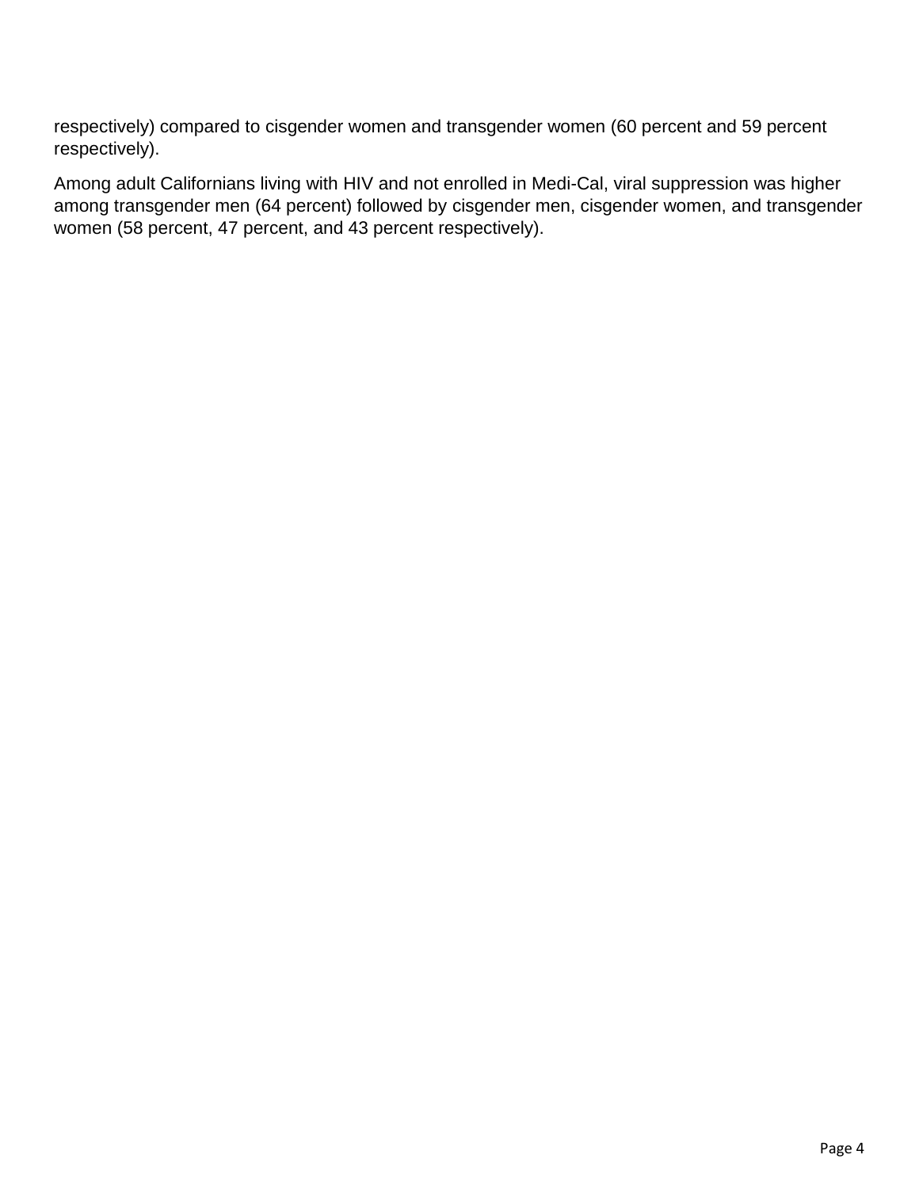respectively) compared to cisgender women and transgender women (60 percent and 59 percent respectively).

Among adult Californians living with HIV and not enrolled in Medi-Cal, viral suppression was higher among transgender men (64 percent) followed by cisgender men, cisgender women, and transgender women (58 percent, 47 percent, and 43 percent respectively).